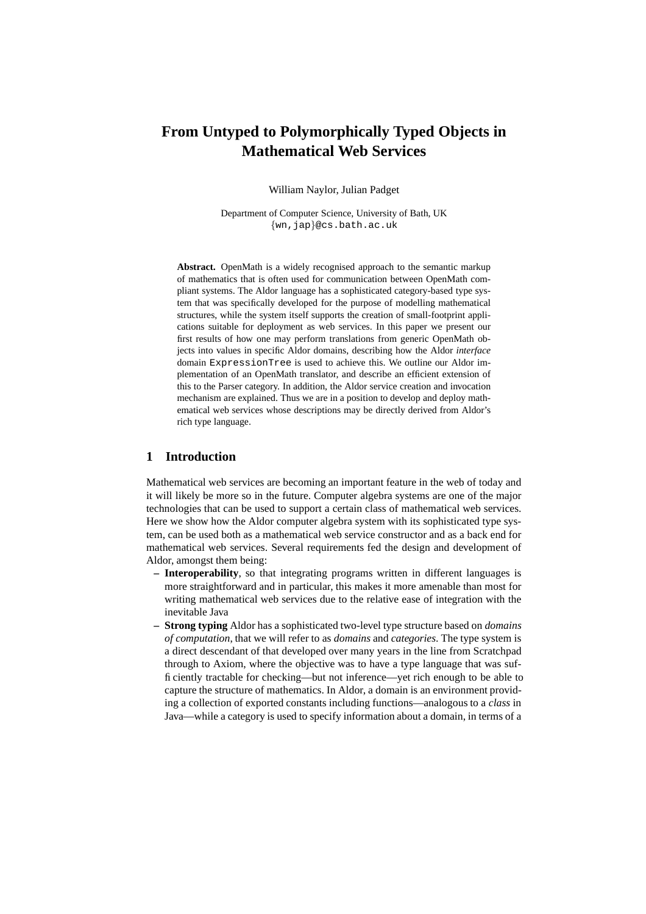# From Untyped to Polymorphically Typed Objects in Mathematical Web Services

William Naylor, Julian Padget

Department of Computer Science, University of Bath, UK
{wn,jap}@cs.bath.ac.uk

**Abstract.** OpenMath is a widely recognised approach to the semantic markup of mathematics that is often used for communication between OpenMath compliant systems. The Aldor language has a sophisticated category-based type system that was specifically developed for the purpose of modelling mathematical structures, while the system itself supports the creation of small-footprint applications suitable for deployment as web services. In this paper we present our first results of how one may perform translations from generic OpenMath objects into values in specific Aldor domains, describing how the Aldor *interface* domain `ExpressionTree` is used to achieve this. We outline our Aldor implementation of an OpenMath translator, and describe an efficient extension of this to the Parser category. In addition, the Aldor service creation and invocation mechanism are explained. Thus we are in a position to develop and deploy mathematical web services whose descriptions may be directly derived from Aldor's rich type language.

## 1 Introduction

Mathematical web services are becoming an important feature in the web of today and it will likely be more so in the future. Computer algebra systems are one of the major technologies that can be used to support a certain class of mathematical web services. Here we show how the Aldor computer algebra system with its sophisticated type system, can be used both as a mathematical web service constructor and as a back end for mathematical web services. Several requirements fed the design and development of Aldor, amongst them being:

- **Interoperability**, so that integrating programs written in different languages is more straightforward and in particular, this makes it more amenable than most for writing mathematical web services due to the relative ease of integration with the inevitable Java
- **Strong typing** Aldor has a sophisticated two-level type structure based on *domains of computation*, that we will refer to as *domains* and *categories*. The type system is a direct descendant of that developed over many years in the line from Scratchpad through to Axiom, where the objective was to have a type language that was sufficiently tractable for checking—but not inference—yet rich enough to be able to capture the structure of mathematics. In Aldor, a domain is an environment providing a collection of exported constants including functions—analogous to a *class* in Java—while a category is used to specify information about a domain, in terms of a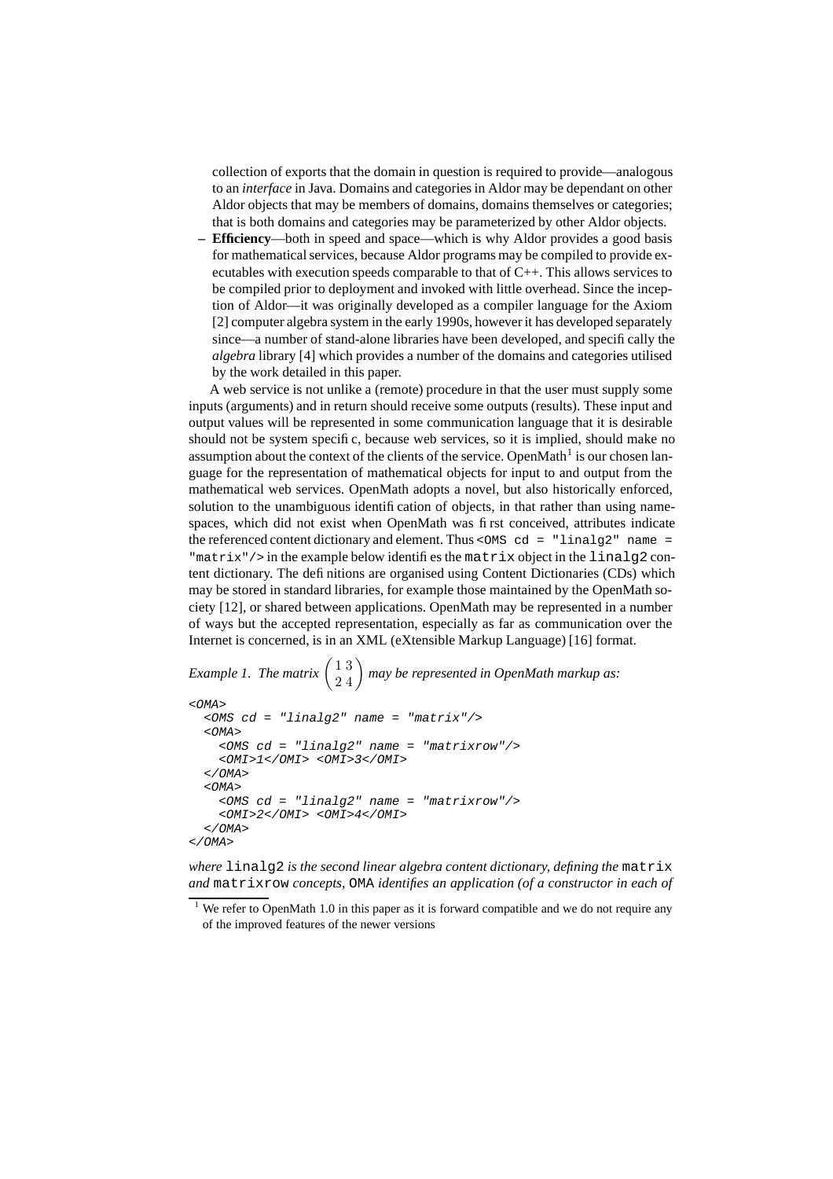collection of exports that the domain in question is required to provide—analogous to an *interface* in Java. Domains and categories in Aldor may be dependant on other Aldor objects that may be members of domains, domains themselves or categories; that is both domains and categories may be parameterized by other Aldor objects.

– **Efficiency**—both in speed and space—which is why Aldor provides a good basis for mathematical services, because Aldor programs may be compiled to provide executables with execution speeds comparable to that of C++. This allows services to be compiled prior to deployment and invoked with little overhead. Since the inception of Aldor—it was originally developed as a compiler language for the Axiom [2] computer algebra system in the early 1990s, however it has developed separately since—a number of stand-alone libraries have been developed, and specifically the *algebra* library [4] which provides a number of the domains and categories utilised by the work detailed in this paper.

A web service is not unlike a (remote) procedure in that the user must supply some inputs (arguments) and in return should receive some outputs (results). These input and output values will be represented in some communication language that it is desirable should not be system specific, because web services, so it is implied, should make no assumption about the context of the clients of the service. OpenMath[1] is our chosen language for the representation of mathematical objects for input to and output from the mathematical web services. OpenMath adopts a novel, but also historically enforced, solution to the unambiguous identification of objects, in that rather than using namespaces, which did not exist when OpenMath was first conceived, attributes indicate the referenced content dictionary and element. Thus `<OMS cd = "linalg2" name = "matrix"/>` in the example below identifies the `matrix` object in the `linalg2` content dictionary. The definitions are organised using Content Dictionaries (CDs) which may be stored in standard libraries, for example those maintained by the OpenMath society [12], or shared between applications. OpenMath may be represented in a number of ways but the accepted representation, especially as far as communication over the Internet is concerned, is in an XML (eXtensible Markup Language) [16] format.

*Example 1. The matrix* $\begin{pmatrix} 1 & 3 \\ 2 & 4 \end{pmatrix}$ *may be represented in OpenMath markup as:*

```
<OMA>
  <OMS cd = "linalg2" name = "matrix"/>
  <OMA>
    <OMS cd = "linalg2" name = "matrixrow"/>
    <OMI>1</OMI> <OMI>3</OMI>
  </OMA>
  <OMA>
    <OMS cd = "linalg2" name = "matrixrow"/>
    <OMI>2</OMI> <OMI>4</OMI>
  </OMA>
</OMA>
```

*where* `linalg2` *is the second linear algebra content dictionary, defining the* `matrix` *and* `matrixrow` *concepts,* `OMA` *identifies an application (of a constructor in each of*

[1] We refer to OpenMath 1.0 in this paper as it is forward compatible and we do not require any of the improved features of the newer versions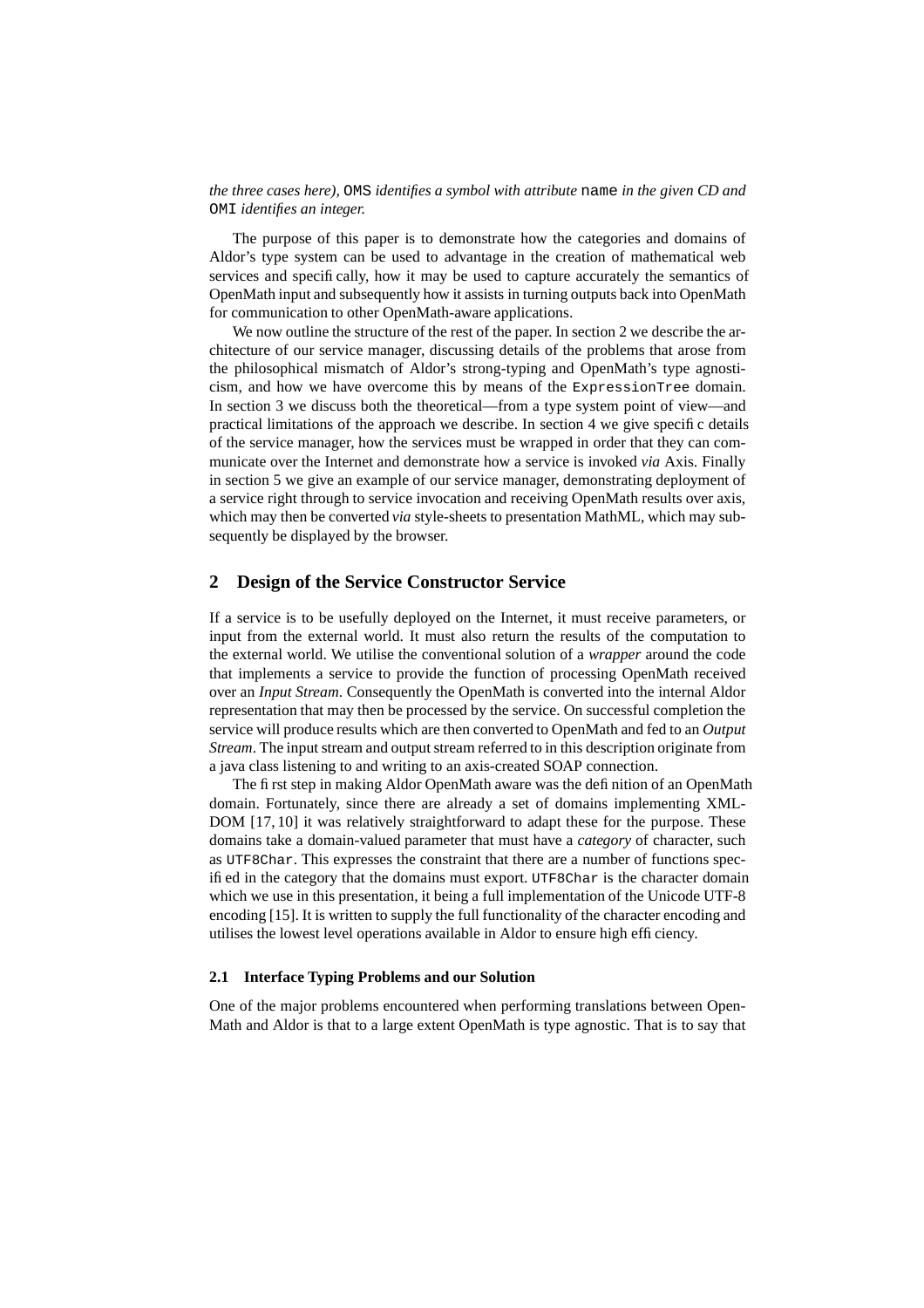*the three cases here),* `OMS` *identifies a symbol with attribute* `name` *in the given CD and* `OMI` *identifies an integer.*

The purpose of this paper is to demonstrate how the categories and domains of Aldor's type system can be used to advantage in the creation of mathematical web services and specifically, how it may be used to capture accurately the semantics of OpenMath input and subsequently how it assists in turning outputs back into OpenMath for communication to other OpenMath-aware applications.

We now outline the structure of the rest of the paper. In section 2 we describe the architecture of our service manager, discussing details of the problems that arose from the philosophical mismatch of Aldor's strong-typing and OpenMath's type agnosticism, and how we have overcome this by means of the `ExpressionTree` domain. In section 3 we discuss both the theoretical—from a type system point of view—and practical limitations of the approach we describe. In section 4 we give specific details of the service manager, how the services must be wrapped in order that they can communicate over the Internet and demonstrate how a service is invoked *via* Axis. Finally in section 5 we give an example of our service manager, demonstrating deployment of a service right through to service invocation and receiving OpenMath results over axis, which may then be converted *via* style-sheets to presentation MathML, which may subsequently be displayed by the browser.

## 2 Design of the Service Constructor Service

If a service is to be usefully deployed on the Internet, it must receive parameters, or input from the external world. It must also return the results of the computation to the external world. We utilise the conventional solution of a *wrapper* around the code that implements a service to provide the function of processing OpenMath received over an *Input Stream*. Consequently the OpenMath is converted into the internal Aldor representation that may then be processed by the service. On successful completion the service will produce results which are then converted to OpenMath and fed to an *Output Stream*. The input stream and output stream referred to in this description originate from a java class listening to and writing to an axis-created SOAP connection.

The first step in making Aldor OpenMath aware was the definition of an OpenMath domain. Fortunately, since there are already a set of domains implementing XML-DOM [17, 10] it was relatively straightforward to adapt these for the purpose. These domains take a domain-valued parameter that must have a *category* of character, such as `UTF8Char`. This expresses the constraint that there are a number of functions specified in the category that the domains must export. `UTF8Char` is the character domain which we use in this presentation, it being a full implementation of the Unicode UTF-8 encoding [15]. It is written to supply the full functionality of the character encoding and utilises the lowest level operations available in Aldor to ensure high efficiency.

### 2.1 Interface Typing Problems and our Solution

One of the major problems encountered when performing translations between OpenMath and Aldor is that to a large extent OpenMath is type agnostic. That is to say that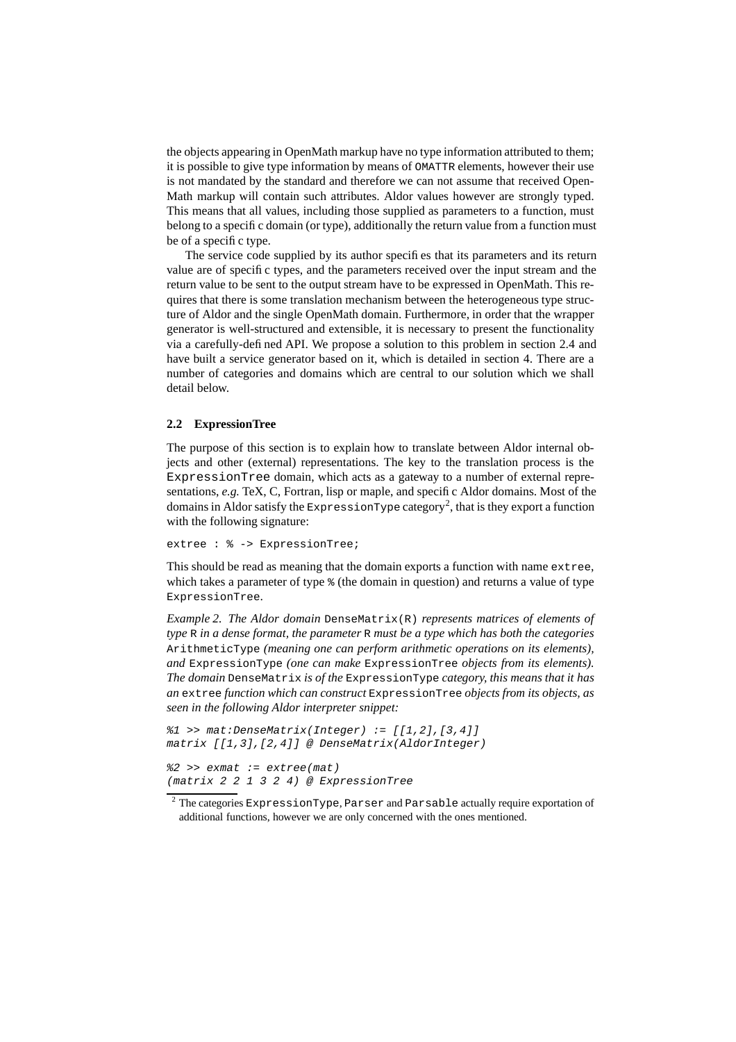the objects appearing in OpenMath markup have no type information attributed to them; it is possible to give type information by means of `OMATTR` elements, however their use is not mandated by the standard and therefore we can not assume that received OpenMath markup will contain such attributes. Aldor values however are strongly typed. This means that all values, including those supplied as parameters to a function, must belong to a specific domain (or type), additionally the return value from a function must be of a specific type.

The service code supplied by its author specifies that its parameters and its return value are of specific types, and the parameters received over the input stream and the return value to be sent to the output stream have to be expressed in OpenMath. This requires that there is some translation mechanism between the heterogeneous type structure of Aldor and the single OpenMath domain. Furthermore, in order that the wrapper generator is well-structured and extensible, it is necessary to present the functionality via a carefully-defined API. We propose a solution to this problem in section 2.4 and have built a service generator based on it, which is detailed in section 4. There are a number of categories and domains which are central to our solution which we shall detail below.

### 2.2 ExpressionTree

The purpose of this section is to explain how to translate between Aldor internal objects and other (external) representations. The key to the translation process is the `ExpressionTree` domain, which acts as a gateway to a number of external representations, *e.g.* TeX, C, Fortran, lisp or maple, and specific Aldor domains. Most of the domains in Aldor satisfy the `ExpressionType` category[2], that is they export a function with the following signature:

```
extree : % -> ExpressionTree;
```

This should be read as meaning that the domain exports a function with name `extree`, which takes a parameter of type `%` (the domain in question) and returns a value of type `ExpressionTree`.

*Example 2. The Aldor domain* `DenseMatrix(R)` *represents matrices of elements of type* `R` *in a dense format, the parameter* `R` *must be a type which has both the categories* `ArithmeticType` *(meaning one can perform arithmetic operations on its elements), and* `ExpressionType` *(one can make* `ExpressionTree` *objects from its elements). The domain* `DenseMatrix` *is of the* `ExpressionType` *category, this means that it has an* `extree` *function which can construct* `ExpressionTree` *objects from its objects, as seen in the following Aldor interpreter snippet:*

```
%1 >> mat:DenseMatrix(Integer) := [[1,2],[3,4]]
matrix [[1,3],[2,4]] @ DenseMatrix(AldorInteger)

%2 >> exmat := extree(mat)
(matrix 2 2 1 3 2 4) @ ExpressionTree
```

[2] The categories `ExpressionType`, `Parser` and `Parsable` actually require exportation of additional functions, however we are only concerned with the ones mentioned.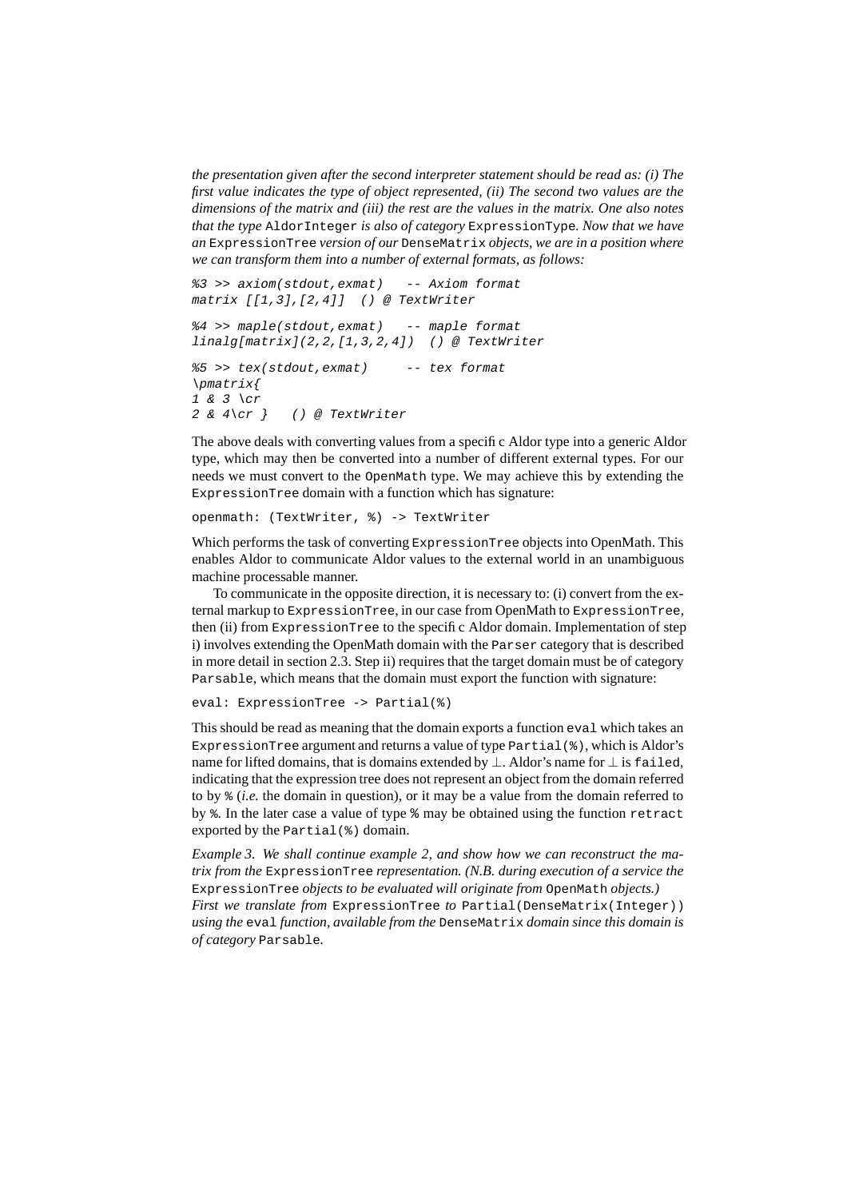*the presentation given after the second interpreter statement should be read as: (i) The first value indicates the type of object represented, (ii) The second two values are the dimensions of the matrix and (iii) the rest are the values in the matrix. One also notes that the type* `AldorInteger` *is also of category* `ExpressionType`*. Now that we have an* `ExpressionTree` *version of our* `DenseMatrix` *objects, we are in a position where we can transform them into a number of external formats, as follows:*

```
%3 >> axiom(stdout,exmat)   -- Axiom format
matrix [[1,3],[2,4]]  () @ TextWriter

%4 >> maple(stdout,exmat)   -- maple format
linalg[matrix](2,2,[1,3,2,4])  () @ TextWriter

%5 >> tex(stdout,exmat)     -- tex format
\pmatrix{
1 & 3 \cr
2 & 4\cr }   () @ TextWriter
```

The above deals with converting values from a specific Aldor type into a generic Aldor type, which may then be converted into a number of different external types. For our needs we must convert to the `OpenMath` type. We may achieve this by extending the `ExpressionTree` domain with a function which has signature:

```
openmath: (TextWriter, %) -> TextWriter
```

Which performs the task of converting `ExpressionTree` objects into OpenMath. This enables Aldor to communicate Aldor values to the external world in an unambiguous machine processable manner.

To communicate in the opposite direction, it is necessary to: (i) convert from the external markup to `ExpressionTree`, in our case from OpenMath to `ExpressionTree`, then (ii) from `ExpressionTree` to the specific Aldor domain. Implementation of step i) involves extending the OpenMath domain with the `Parser` category that is described in more detail in section 2.3. Step ii) requires that the target domain must be of category `Parsable`, which means that the domain must export the function with signature:

```
eval: ExpressionTree -> Partial(%)
```

This should be read as meaning that the domain exports a function `eval` which takes an `ExpressionTree` argument and returns a value of type `Partial(%)`, which is Aldor's name for lifted domains, that is domains extended by $\bot$. Aldor's name for $\bot$ is `failed`, indicating that the expression tree does not represent an object from the domain referred to by `%` (*i.e.* the domain in question), or it may be a value from the domain referred to by `%`. In the later case a value of type `%` may be obtained using the function `retract` exported by the `Partial(%)` domain.

*Example 3. We shall continue example 2, and show how we can reconstruct the matrix from the* `ExpressionTree` *representation. (N.B. during execution of a service the* `ExpressionTree` *objects to be evaluated will originate from* `OpenMath` *objects.)*
*First we translate from* `ExpressionTree` *to* `Partial(DenseMatrix(Integer))` *using the* `eval` *function, available from the* `DenseMatrix` *domain since this domain is of category* `Parsable`*.*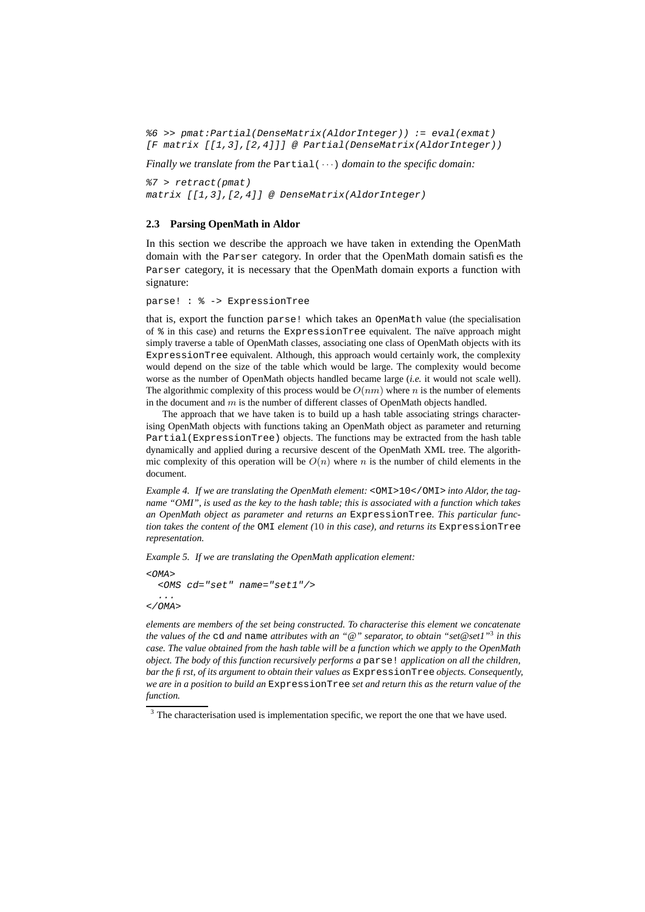```
%6 >> pmat:Partial(DenseMatrix(AldorInteger)) := eval(exmat)
[F matrix [[1,3],[2,4]]] @ Partial(DenseMatrix(AldorInteger))
```

*Finally we translate from the* `Partial(···)` *domain to the specific domain:*

```
%7 > retract(pmat)
matrix [[1,3],[2,4]] @ DenseMatrix(AldorInteger)
```

### 2.3 Parsing OpenMath in Aldor

In this section we describe the approach we have taken in extending the OpenMath domain with the `Parser` category. In order that the OpenMath domain satisfies the `Parser` category, it is necessary that the OpenMath domain exports a function with signature:

```
parse! : % -> ExpressionTree
```

that is, export the function `parse!` which takes an `OpenMath` value (the specialisation of `%` in this case) and returns the `ExpressionTree` equivalent. The naïve approach might simply traverse a table of OpenMath classes, associating one class of OpenMath objects with its `ExpressionTree` equivalent. Although, this approach would certainly work, the complexity would depend on the size of the table which would be large. The complexity would become worse as the number of OpenMath objects handled became large (*i.e.* it would not scale well). The algorithmic complexity of this process would be $O(nm)$ where $n$ is the number of elements in the document and $m$ is the number of different classes of OpenMath objects handled.

The approach that we have taken is to build up a hash table associating strings characterising OpenMath objects with functions taking an OpenMath object as parameter and returning `Partial(ExpressionTree)` objects. The functions may be extracted from the hash table dynamically and applied during a recursive descent of the OpenMath XML tree. The algorithmic complexity of this operation will be $O(n)$ where $n$ is the number of child elements in the document.

*Example 4. If we are translating the OpenMath element:* `<OMI>10</OMI>` *into Aldor, the tagname "OMI", is used as the key to the hash table; this is associated with a function which takes an OpenMath object as parameter and returns an* `ExpressionTree`*. This particular function takes the content of the* `OMI` *element (*$10$ *in this case), and returns its* `ExpressionTree` *representation.*

*Example 5. If we are translating the OpenMath application element:*

```
<OMA>
  <OMS cd="set" name="set1"/>
  ...
</OMA>
```

*elements are members of the set being constructed. To characterise this element we concatenate the values of the* `cd` *and* `name` *attributes with an "@" separator, to obtain "set@set1"*[3] *in this case. The value obtained from the hash table will be a function which we apply to the OpenMath object. The body of this function recursively performs a* `parse!` *application on all the children, bar the first, of its argument to obtain their values as* `ExpressionTree` *objects. Consequently, we are in a position to build an* `ExpressionTree` *set and return this as the return value of the function.*

[3] The characterisation used is implementation specific, we report the one that we have used.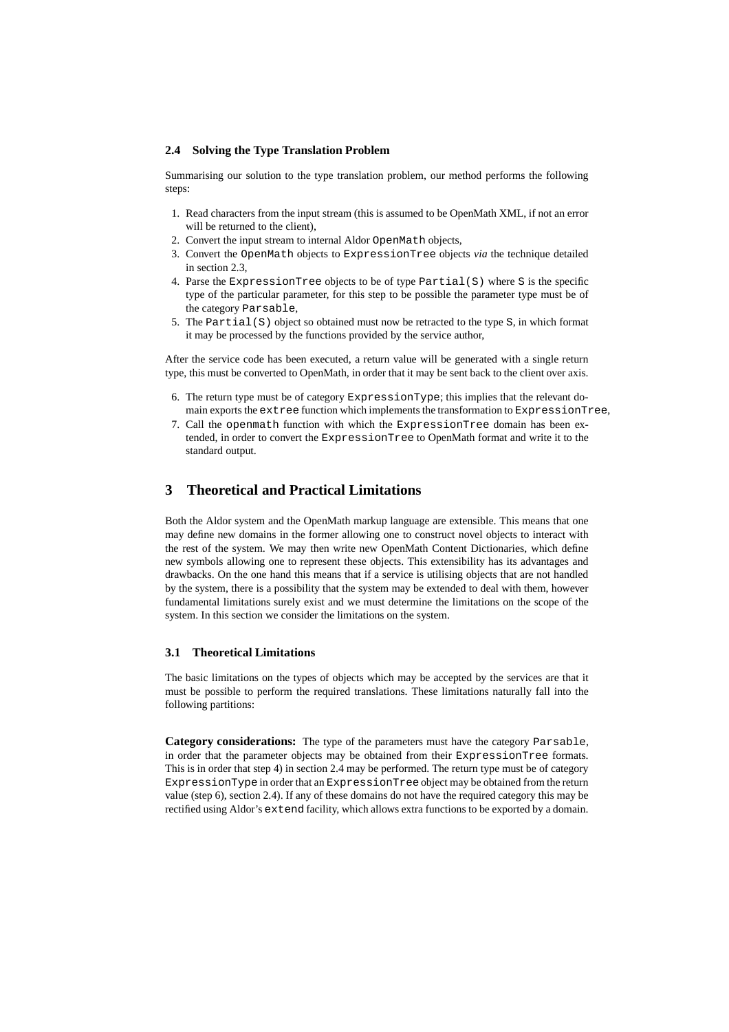### 2.4 Solving the Type Translation Problem

Summarising our solution to the type translation problem, our method performs the following steps:

1. Read characters from the input stream (this is assumed to be OpenMath XML, if not an error will be returned to the client),
2. Convert the input stream to internal Aldor `OpenMath` objects,
3. Convert the `OpenMath` objects to `ExpressionTree` objects *via* the technique detailed in section 2.3,
4. Parse the `ExpressionTree` objects to be of type `Partial(S)` where `S` is the specific type of the particular parameter, for this step to be possible the parameter type must be of the category `Parsable`,
5. The `Partial(S)` object so obtained must now be retracted to the type `S`, in which format it may be processed by the functions provided by the service author,

After the service code has been executed, a return value will be generated with a single return type, this must be converted to OpenMath, in order that it may be sent back to the client over axis.

6. The return type must be of category `ExpressionType`; this implies that the relevant domain exports the `extree` function which implements the transformation to `ExpressionTree`,
7. Call the `openmath` function with which the `ExpressionTree` domain has been extended, in order to convert the `ExpressionTree` to OpenMath format and write it to the standard output.

## 3 Theoretical and Practical Limitations

Both the Aldor system and the OpenMath markup language are extensible. This means that one may define new domains in the former allowing one to construct novel objects to interact with the rest of the system. We may then write new OpenMath Content Dictionaries, which define new symbols allowing one to represent these objects. This extensibility has its advantages and drawbacks. On the one hand this means that if a service is utilising objects that are not handled by the system, there is a possibility that the system may be extended to deal with them, however fundamental limitations surely exist and we must determine the limitations on the scope of the system. In this section we consider the limitations on the system.

### 3.1 Theoretical Limitations

The basic limitations on the types of objects which may be accepted by the services are that it must be possible to perform the required translations. These limitations naturally fall into the following partitions:

**Category considerations:** The type of the parameters must have the category `Parsable`, in order that the parameter objects may be obtained from their `ExpressionTree` formats. This is in order that step 4) in section 2.4 may be performed. The return type must be of category `ExpressionType` in order that an `ExpressionTree` object may be obtained from the return value (step 6), section 2.4). If any of these domains do not have the required category this may be rectified using Aldor's `extend` facility, which allows extra functions to be exported by a domain.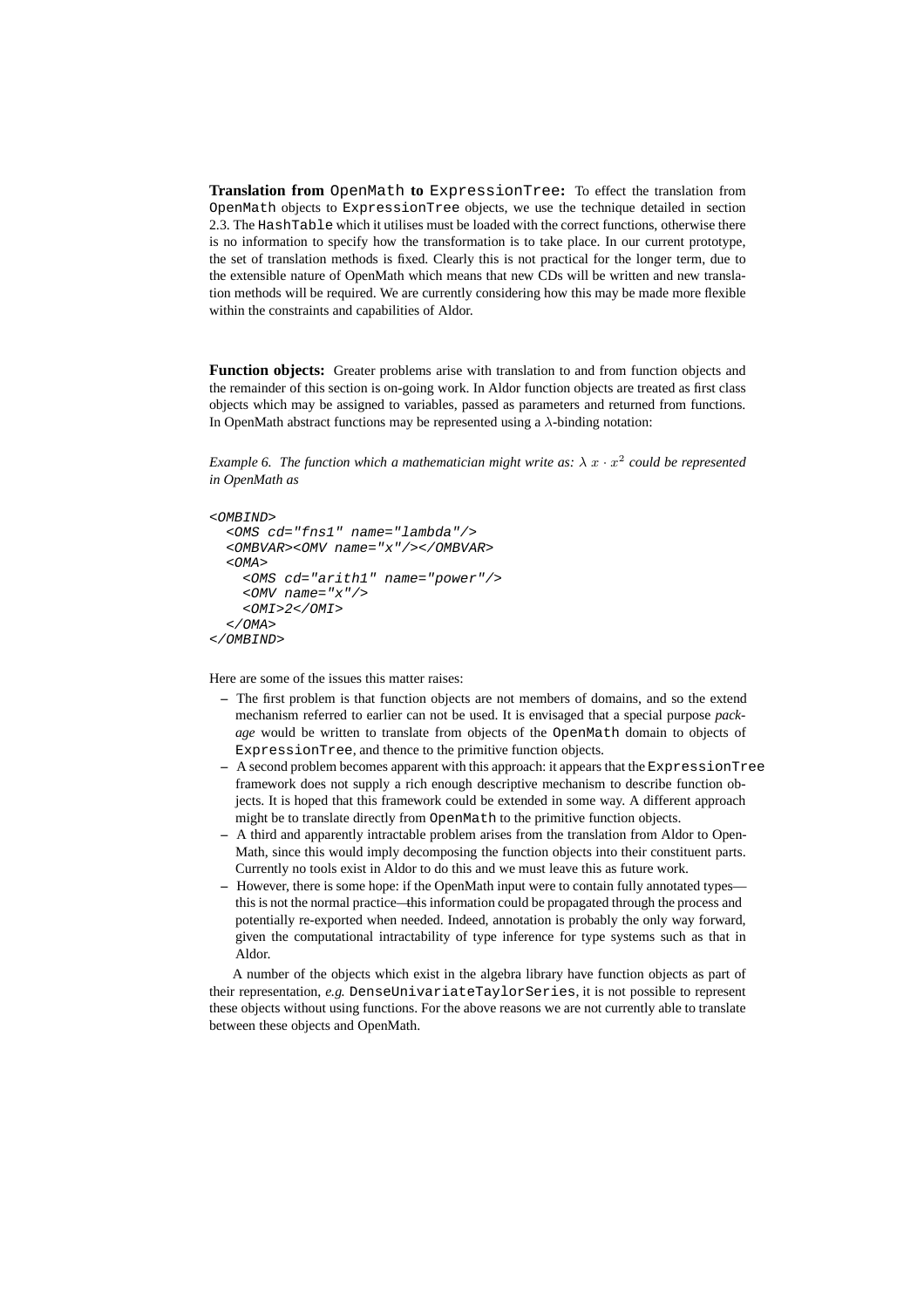**Translation from `OpenMath` to `ExpressionTree`:** To effect the translation from `OpenMath` objects to `ExpressionTree` objects, we use the technique detailed in section 2.3. The `HashTable` which it utilises must be loaded with the correct functions, otherwise there is no information to specify how the transformation is to take place. In our current prototype, the set of translation methods is fixed. Clearly this is not practical for the longer term, due to the extensible nature of OpenMath which means that new CDs will be written and new translation methods will be required. We are currently considering how this may be made more flexible within the constraints and capabilities of Aldor.

**Function objects:** Greater problems arise with translation to and from function objects and the remainder of this section is on-going work. In Aldor function objects are treated as first class objects which may be assigned to variables, passed as parameters and returned from functions. In OpenMath abstract functions may be represented using a $\lambda$-binding notation:

*Example 6. The function which a mathematician might write as: $\lambda\ x \cdot x^2$ could be represented in OpenMath as*

```
<OMBIND>
  <OMS cd="fns1" name="lambda"/>
  <OMBVAR><OMV name="x"/></OMBVAR>
  <OMA>
    <OMS cd="arith1" name="power"/>
    <OMV name="x"/>
    <OMI>2</OMI>
  </OMA>
</OMBIND>
```

Here are some of the issues this matter raises:

- The first problem is that function objects are not members of domains, and so the extend mechanism referred to earlier can not be used. It is envisaged that a special purpose *package* would be written to translate from objects of the `OpenMath` domain to objects of `ExpressionTree`, and thence to the primitive function objects.
- A second problem becomes apparent with this approach: it appears that the `ExpressionTree` framework does not supply a rich enough descriptive mechanism to describe function objects. It is hoped that this framework could be extended in some way. A different approach might be to translate directly from `OpenMath` to the primitive function objects.
- A third and apparently intractable problem arises from the translation from Aldor to OpenMath, since this would imply decomposing the function objects into their constituent parts. Currently no tools exist in Aldor to do this and we must leave this as future work.
- However, there is some hope: if the OpenMath input were to contain fully annotated types—this is not the normal practice—this information could be propagated through the process and potentially re-exported when needed. Indeed, annotation is probably the only way forward, given the computational intractability of type inference for type systems such as that in Aldor.

A number of the objects which exist in the algebra library have function objects as part of their representation, *e.g.* `DenseUnivariateTaylorSeries`, it is not possible to represent these objects without using functions. For the above reasons we are not currently able to translate between these objects and OpenMath.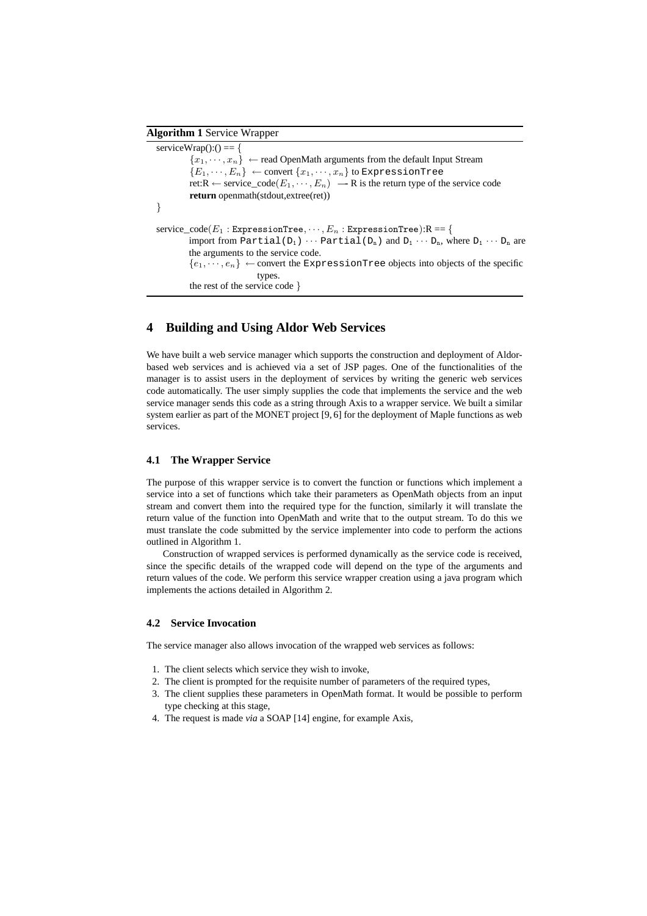**Algorithm 1** Service Wrapper

serviceWrap():() == {
  $\{x_1, \cdots, x_n\}$ ← read OpenMath arguments from the default Input Stream
  $\{E_1, \cdots, E_n\}$ ← convert $\{x_1, \cdots, x_n\}$ to `ExpressionTree`
  ret:R ← service_code($E_1, \cdots, E_n$) ⟶ R is the return type of the service code
  **return** openmath(stdout,extree(ret))
}

service_code($E_1$ : `ExpressionTree`, $\cdots$, $E_n$ : `ExpressionTree`):R == {
  import from `Partial(D1)` $\cdots$ `Partial(Dn)` and `D1` $\cdots$ `Dn`, where `D1` $\cdots$ `Dn` are the arguments to the service code.
  $\{e_1, \cdots, e_n\}$ ← convert the `ExpressionTree` objects into objects of the specific types.
  the rest of the service code }

## 4 Building and Using Aldor Web Services

We have built a web service manager which supports the construction and deployment of Aldor-based web services and is achieved via a set of JSP pages. One of the functionalities of the manager is to assist users in the deployment of services by writing the generic web services code automatically. The user simply supplies the code that implements the service and the web service manager sends this code as a string through Axis to a wrapper service. We built a similar system earlier as part of the MONET project [9, 6] for the deployment of Maple functions as web services.

### 4.1 The Wrapper Service

The purpose of this wrapper service is to convert the function or functions which implement a service into a set of functions which take their parameters as OpenMath objects from an input stream and convert them into the required type for the function, similarly it will translate the return value of the function into OpenMath and write that to the output stream. To do this we must translate the code submitted by the service implementer into code to perform the actions outlined in Algorithm 1.

Construction of wrapped services is performed dynamically as the service code is received, since the specific details of the wrapped code will depend on the type of the arguments and return values of the code. We perform this service wrapper creation using a java program which implements the actions detailed in Algorithm 2.

### 4.2 Service Invocation

The service manager also allows invocation of the wrapped web services as follows:

1. The client selects which service they wish to invoke,
2. The client is prompted for the requisite number of parameters of the required types,
3. The client supplies these parameters in OpenMath format. It would be possible to perform type checking at this stage,
4. The request is made *via* a SOAP [14] engine, for example Axis,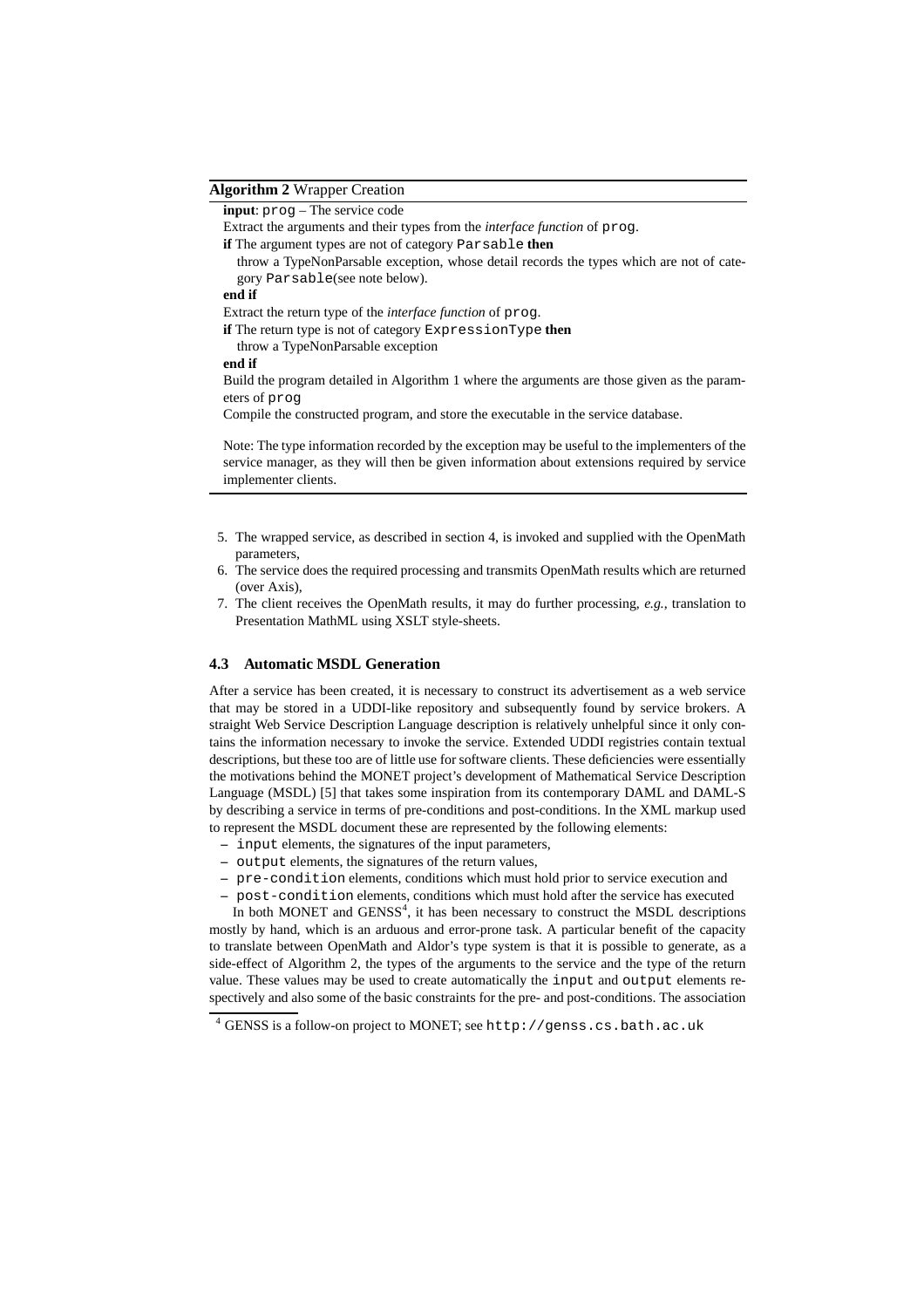**Algorithm 2** Wrapper Creation

**input**: `prog` – The service code

Extract the arguments and their types from the *interface function* of `prog`.

**if** The argument types are not of category `Parsable` **then**

  throw a TypeNonParsable exception, whose detail records the types which are not of category `Parsable`(see note below).

**end if**

Extract the return type of the *interface function* of `prog`.

**if** The return type is not of category `ExpressionType` **then**

  throw a TypeNonParsable exception

**end if**

Build the program detailed in Algorithm 1 where the arguments are those given as the parameters of `prog`

Compile the constructed program, and store the executable in the service database.

Note: The type information recorded by the exception may be useful to the implementers of the service manager, as they will then be given information about extensions required by service implementer clients.

5. The wrapped service, as described in section 4, is invoked and supplied with the OpenMath parameters,
6. The service does the required processing and transmits OpenMath results which are returned (over Axis),
7. The client receives the OpenMath results, it may do further processing, *e.g.*, translation to Presentation MathML using XSLT style-sheets.

### 4.3 Automatic MSDL Generation

After a service has been created, it is necessary to construct its advertisement as a web service that may be stored in a UDDI-like repository and subsequently found by service brokers. A straight Web Service Description Language description is relatively unhelpful since it only contains the information necessary to invoke the service. Extended UDDI registries contain textual descriptions, but these too are of little use for software clients. These deficiencies were essentially the motivations behind the MONET project's development of Mathematical Service Description Language (MSDL) [5] that takes some inspiration from its contemporary DAML and DAML-S by describing a service in terms of pre-conditions and post-conditions. In the XML markup used to represent the MSDL document these are represented by the following elements:

– `input` elements, the signatures of the input parameters,
– `output` elements, the signatures of the return values,
– `pre-condition` elements, conditions which must hold prior to service execution and
– `post-condition` elements, conditions which must hold after the service has executed

In both MONET and GENSS[4], it has been necessary to construct the MSDL descriptions mostly by hand, which is an arduous and error-prone task. A particular benefit of the capacity to translate between OpenMath and Aldor's type system is that it is possible to generate, as a side-effect of Algorithm 2, the types of the arguments to the service and the type of the return value. These values may be used to create automatically the `input` and `output` elements respectively and also some of the basic constraints for the pre- and post-conditions. The association

[4] GENSS is a follow-on project to MONET; see `http://genss.cs.bath.ac.uk`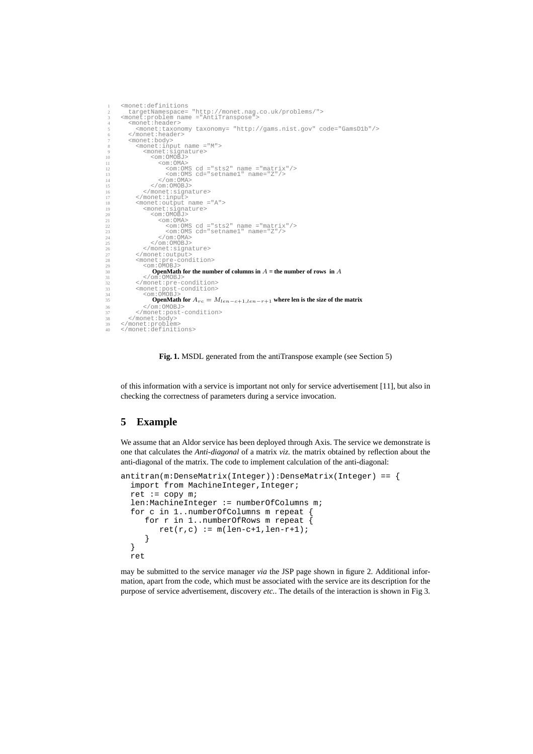```
<monet:definitions
  targetNamespace= "http://monet.nag.co.uk/problems/">
<monet:problem name ="AntiTranspose">
  <monet:header>
    <monet:taxonomy taxonomy= "http://gams.nist.gov" code="GamsD1b"/>
  </monet:header>
  <monet:body>
    <monet:input name ="M">
      <monet:signature>
        <om:OMOBJ>
          <om:OMA>
            <om:OMS cd ="sts2" name ="matrix"/>
            <om:OMS cd="setname1" name="Z"/>
          </om:OMA>
        </om:OMOBJ>
      </monet:signature>
    </monet:input>
    <monet:output name ="A">
      <monet:signature>
        <om:OMOBJ>
          <om:OMA>
            <om:OMS cd ="sts2" name ="matrix"/>
            <om:OMS cd="setname1" name="Z"/>
          </om:OMA>
        </om:OMOBJ>
      </monet:signature>
    </monet:output>
    <monet:pre-condition>
      <om:OMOBJ>
        OpenMath for the number of columns in A = the number of rows in A
      </om:OMOBJ>
    </monet:pre-condition>
    <monet:post-condition>
      <om:OMOBJ>
        OpenMath for A_rc = M_{len-c+1,len-r+1} where len is the size of the matrix
      </om:OMOBJ>
    </monet:post-condition>
  </monet:body>
</monet:problem>
</monet:definitions>
```

**Fig. 1.** MSDL generated from the antiTranspose example (see Section 5)

of this information with a service is important not only for service advertisement [11], but also in checking the correctness of parameters during a service invocation.

## 5 Example

We assume that an Aldor service has been deployed through Axis. The service we demonstrate is one that calculates the *Anti-diagonal* of a matrix *viz.* the matrix obtained by reflection about the anti-diagonal of the matrix. The code to implement calculation of the anti-diagonal:

```
antitran(m:DenseMatrix(Integer)):DenseMatrix(Integer) == {
  import from MachineInteger,Integer;
  ret := copy m;
  len:MachineInteger := numberOfColumns m;
  for c in 1..numberOfColumns m repeat {
     for r in 1..numberOfRows m repeat {
        ret(r,c) := m(len-c+1,len-r+1);
     }
  }
  ret
```

may be submitted to the service manager *via* the JSP page shown in figure 2. Additional information, apart from the code, which must be associated with the service are its description for the purpose of service advertisement, discovery *etc.*. The details of the interaction is shown in Fig 3.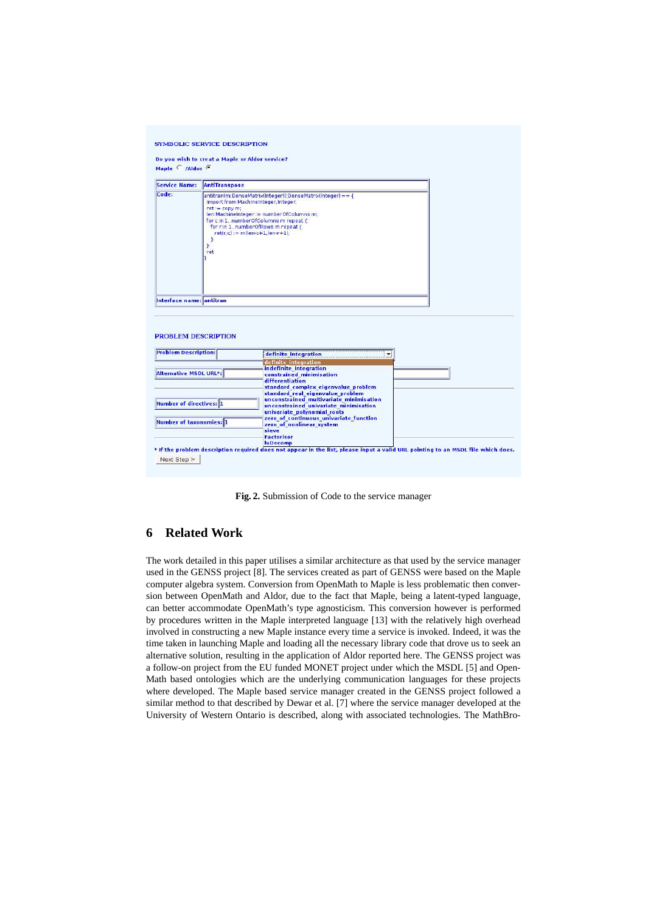SYMBOLIC SERVICE DESCRIPTION

Do you wish to creat a Maple or Aldor service?

Maple ○ /Aldor ●

| | |
|---|---|
| Service Name: | AntiTranspose |
| Code: | antitran(m:DenseMatrix(Integer)):DenseMatrix(Integer) == { import from MachineInteger,Integer; ret := copy m; len:MachineInteger := numberOfColumns m; for c in 1..numberOfColumns m repeat { for r in 1..numberOfRows m repeat { ret(r,c) := m(len-c+1,len-r+1); } } ret } |
| Interface name: | antitran |

```
antitran(m:DenseMatrix(Integer)):DenseMatrix(Integer) == {
 import from MachineInteger,Integer;
 ret := copy m;
 len:MachineInteger := numberOfColumns m;
 for c in 1..numberOfColumns m repeat {
  for r in 1..numberOfRows m repeat {
   ret(r,c) := m(len-c+1,len-r+1);
  }
 }
 ret
}
```

PROBLEM DESCRIPTION

Problem Description: definite_integration

- definite_integration
- indefinite_integration
- constrained_minimisation
- differentiation
- standard_complex_eigenvalue_problem
- standard_real_eigenvalue_problem
- unconstrained_multivariate_minimisation
- unconstrained_univariate_minimisation
- univariate_polynomial_roots
- zero_of_continuous_univariate_function
- zero_of_nonlinear_system
- sieve
- Factorisor
- luDecomp

Alternative MSDL URL*:

Number of directives: 1

Number of taxonomies: 1

* If the problem description required does not appear in the list, please input a valid URL pointing to an MSDL file which does.

Next Step >

**Fig. 2.** Submission of Code to the service manager

## 6 Related Work

The work detailed in this paper utilises a similar architecture as that used by the service manager used in the GENSS project [8]. The services created as part of GENSS were based on the Maple computer algebra system. Conversion from OpenMath to Maple is less problematic then conversion between OpenMath and Aldor, due to the fact that Maple, being a latent-typed language, can better accommodate OpenMath's type agnosticism. This conversion however is performed by procedures written in the Maple interpreted language [13] with the relatively high overhead involved in constructing a new Maple instance every time a service is invoked. Indeed, it was the time taken in launching Maple and loading all the necessary library code that drove us to seek an alternative solution, resulting in the application of Aldor reported here. The GENSS project was a follow-on project from the EU funded MONET project under which the MSDL [5] and OpenMath based ontologies which are the underlying communication languages for these projects where developed. The Maple based service manager created in the GENSS project followed a similar method to that described by Dewar et al. [7] where the service manager developed at the University of Western Ontario is described, along with associated technologies. The MathBro-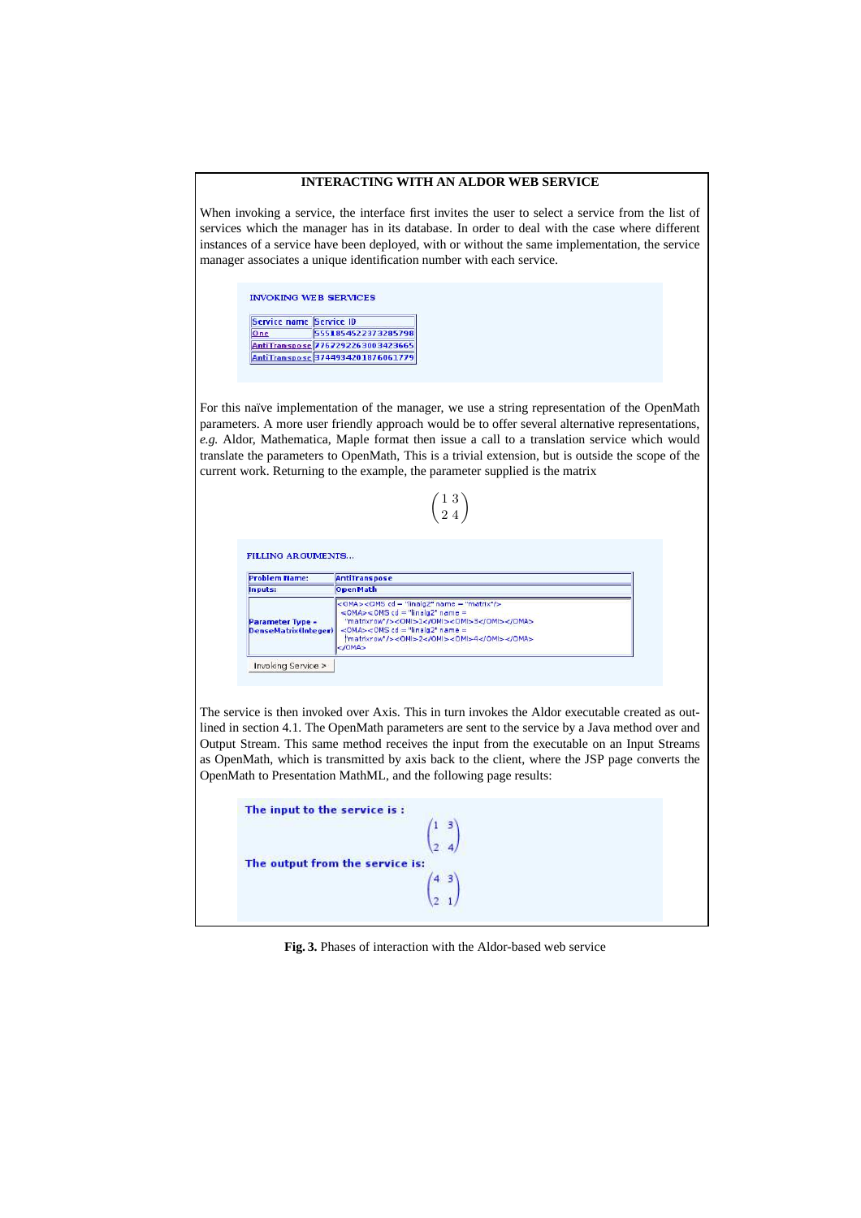## INTERACTING WITH AN ALDOR WEB SERVICE

When invoking a service, the interface first invites the user to select a service from the list of services which the manager has in its database. In order to deal with the case where different instances of a service have been deployed, with or without the same implementation, the service manager associates a unique identification number with each service.

INVOKING WEB SERVICES

| Service name | Service ID |
|---|---|
| One | 5551854522373285798 |
| AntiTranspose | 7767292263003423665 |
| AntiTranspose | 3744934201876061779 |

For this naïve implementation of the manager, we use a string representation of the OpenMath parameters. A more user friendly approach would be to offer several alternative representations, *e.g.* Aldor, Mathematica, Maple format then issue a call to a translation service which would translate the parameters to OpenMath, This is a trivial extension, but is outside the scope of the current work. Returning to the example, the parameter supplied is the matrix

$$\begin{pmatrix} 1 & 3 \\ 2 & 4 \end{pmatrix}$$

FILLING ARGUMENTS...

| | |
|---|---|
| Problem Name: | AntiTranspose |
| Inputs: | OpenMath |
| Parameter Type - DenseMatrix(Integer) | <OMA><OMS cd = "linalg2" name = "matrix"/> <OMA><OMS cd = "linalg2" name = "matrixrow"/><OMI>1</OMI><OMI>3</OMI></OMA> <OMA><OMS cd = "linalg2" name = "matrixrow"/><OMI>2</OMI><OMI>4</OMI></OMA> </OMA> |

Invoking Service >

The service is then invoked over Axis. This in turn invokes the Aldor executable created as outlined in section 4.1. The OpenMath parameters are sent to the service by a Java method over and Output Stream. This same method receives the input from the executable on an Input Streams as OpenMath, which is transmitted by axis back to the client, where the JSP page converts the OpenMath to Presentation MathML, and the following page results:

**The input to the service is :**

$$\begin{pmatrix} 1 & 3 \\ 2 & 4 \end{pmatrix}$$

**The output from the service is:**

$$\begin{pmatrix} 4 & 3 \\ 2 & 1 \end{pmatrix}$$

**Fig. 3.** Phases of interaction with the Aldor-based web service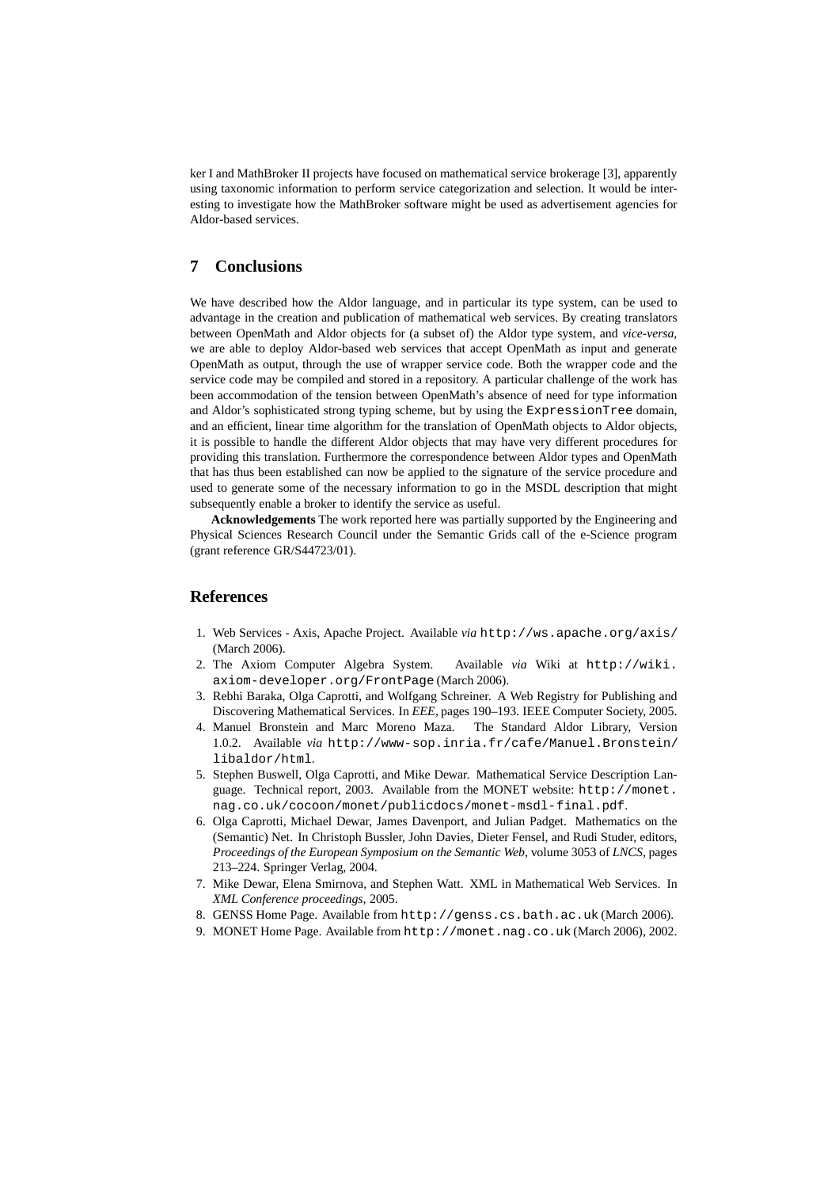ker I and MathBroker II projects have focused on mathematical service brokerage [3], apparently using taxonomic information to perform service categorization and selection. It would be interesting to investigate how the MathBroker software might be used as advertisement agencies for Aldor-based services.

## 7 Conclusions

We have described how the Aldor language, and in particular its type system, can be used to advantage in the creation and publication of mathematical web services. By creating translators between OpenMath and Aldor objects for (a subset of) the Aldor type system, and *vice-versa*, we are able to deploy Aldor-based web services that accept OpenMath as input and generate OpenMath as output, through the use of wrapper service code. Both the wrapper code and the service code may be compiled and stored in a repository. A particular challenge of the work has been accommodation of the tension between OpenMath's absence of need for type information and Aldor's sophisticated strong typing scheme, but by using the `ExpressionTree` domain, and an efficient, linear time algorithm for the translation of OpenMath objects to Aldor objects, it is possible to handle the different Aldor objects that may have very different procedures for providing this translation. Furthermore the correspondence between Aldor types and OpenMath that has thus been established can now be applied to the signature of the service procedure and used to generate some of the necessary information to go in the MSDL description that might subsequently enable a broker to identify the service as useful.

**Acknowledgements** The work reported here was partially supported by the Engineering and Physical Sciences Research Council under the Semantic Grids call of the e-Science program (grant reference GR/S44723/01).

## References

1. Web Services - Axis, Apache Project. Available *via* `http://ws.apache.org/axis/` (March 2006).
2. The Axiom Computer Algebra System. Available *via* Wiki at `http://wiki.axiom-developer.org/FrontPage` (March 2006).
3. Rebhi Baraka, Olga Caprotti, and Wolfgang Schreiner. A Web Registry for Publishing and Discovering Mathematical Services. In *EEE*, pages 190–193. IEEE Computer Society, 2005.
4. Manuel Bronstein and Marc Moreno Maza. The Standard Aldor Library, Version 1.0.2. Available *via* `http://www-sop.inria.fr/cafe/Manuel.Bronstein/libaldor/html`.
5. Stephen Buswell, Olga Caprotti, and Mike Dewar. Mathematical Service Description Language. Technical report, 2003. Available from the MONET website: `http://monet.nag.co.uk/cocoon/monet/publicdocs/monet-msdl-final.pdf`.
6. Olga Caprotti, Michael Dewar, James Davenport, and Julian Padget. Mathematics on the (Semantic) Net. In Christoph Bussler, John Davies, Dieter Fensel, and Rudi Studer, editors, *Proceedings of the European Symposium on the Semantic Web*, volume 3053 of *LNCS*, pages 213–224. Springer Verlag, 2004.
7. Mike Dewar, Elena Smirnova, and Stephen Watt. XML in Mathematical Web Services. In *XML Conference proceedings*, 2005.
8. GENSS Home Page. Available from `http://genss.cs.bath.ac.uk` (March 2006).
9. MONET Home Page. Available from `http://monet.nag.co.uk` (March 2006), 2002.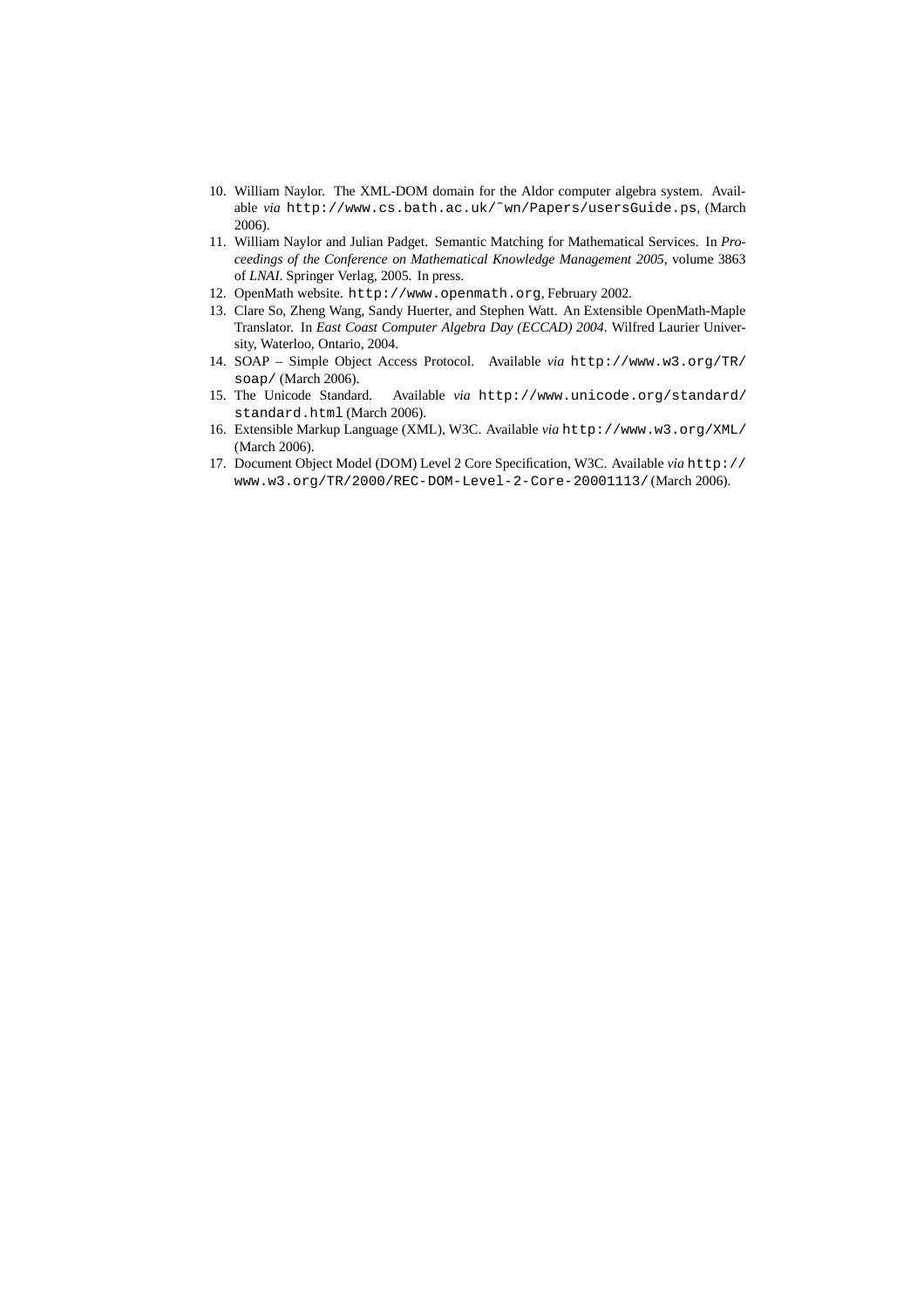10. William Naylor. The XML-DOM domain for the Aldor computer algebra system. Available *via* `http://www.cs.bath.ac.uk/~wn/Papers/usersGuide.ps`, (March 2006).
11. William Naylor and Julian Padget. Semantic Matching for Mathematical Services. In *Proceedings of the Conference on Mathematical Knowledge Management 2005*, volume 3863 of *LNAI*. Springer Verlag, 2005. In press.
12. OpenMath website. `http://www.openmath.org`, February 2002.
13. Clare So, Zheng Wang, Sandy Huerter, and Stephen Watt. An Extensible OpenMath-Maple Translator. In *East Coast Computer Algebra Day (ECCAD) 2004*. Wilfred Laurier University, Waterloo, Ontario, 2004.
14. SOAP – Simple Object Access Protocol. Available *via* `http://www.w3.org/TR/soap/` (March 2006).
15. The Unicode Standard. Available *via* `http://www.unicode.org/standard/standard.html` (March 2006).
16. Extensible Markup Language (XML), W3C. Available *via* `http://www.w3.org/XML/` (March 2006).
17. Document Object Model (DOM) Level 2 Core Specification, W3C. Available *via* `http://www.w3.org/TR/2000/REC-DOM-Level-2-Core-20001113/` (March 2006).